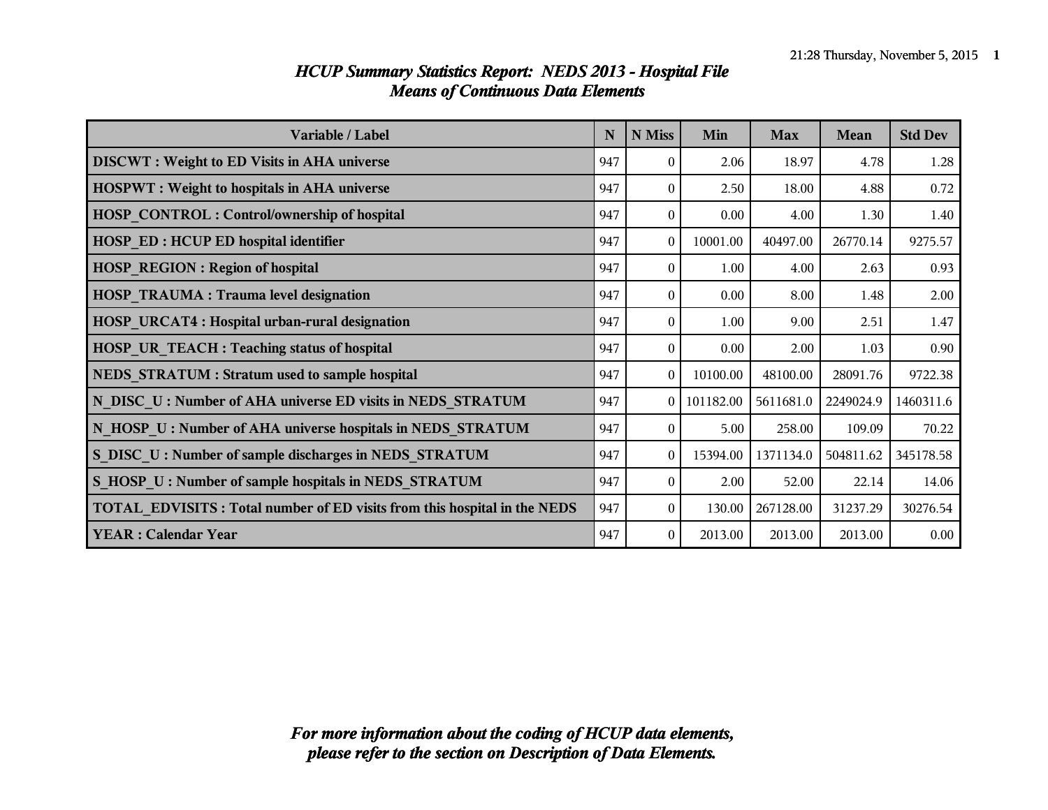# *HCUP Summary Statistics Report: NEDS 2013 - Hospital File*
## *Means of Continuous Data Elements*

| Variable / Label | N | N Miss | Min | Max | Mean | Std Dev |
|---|---|---|---|---|---|---|
| **DISCWT : Weight to ED Visits in AHA universe** | 947 | 0 | 2.06 | 18.97 | 4.78 | 1.28 |
| **HOSPWT : Weight to hospitals in AHA universe** | 947 | 0 | 2.50 | 18.00 | 4.88 | 0.72 |
| **HOSP_CONTROL : Control/ownership of hospital** | 947 | 0 | 0.00 | 4.00 | 1.30 | 1.40 |
| **HOSP_ED : HCUP ED hospital identifier** | 947 | 0 | 10001.00 | 40497.00 | 26770.14 | 9275.57 |
| **HOSP_REGION : Region of hospital** | 947 | 0 | 1.00 | 4.00 | 2.63 | 0.93 |
| **HOSP_TRAUMA : Trauma level designation** | 947 | 0 | 0.00 | 8.00 | 1.48 | 2.00 |
| **HOSP_URCAT4 : Hospital urban-rural designation** | 947 | 0 | 1.00 | 9.00 | 2.51 | 1.47 |
| **HOSP_UR_TEACH : Teaching status of hospital** | 947 | 0 | 0.00 | 2.00 | 1.03 | 0.90 |
| **NEDS_STRATUM : Stratum used to sample hospital** | 947 | 0 | 10100.00 | 48100.00 | 28091.76 | 9722.38 |
| **N_DISC_U : Number of AHA universe ED visits in NEDS_STRATUM** | 947 | 0 | 101182.00 | 5611681.0 | 2249024.9 | 1460311.6 |
| **N_HOSP_U : Number of AHA universe hospitals in NEDS_STRATUM** | 947 | 0 | 5.00 | 258.00 | 109.09 | 70.22 |
| **S_DISC_U : Number of sample discharges in NEDS_STRATUM** | 947 | 0 | 15394.00 | 1371134.0 | 504811.62 | 345178.58 |
| **S_HOSP_U : Number of sample hospitals in NEDS_STRATUM** | 947 | 0 | 2.00 | 52.00 | 22.14 | 14.06 |
| **TOTAL_EDVISITS : Total number of ED visits from this hospital in the NEDS** | 947 | 0 | 130.00 | 267128.00 | 31237.29 | 30276.54 |
| **YEAR : Calendar Year** | 947 | 0 | 2013.00 | 2013.00 | 2013.00 | 0.00 |

***For more information about the coding of HCUP data elements, please refer to the section on Description of Data Elements.***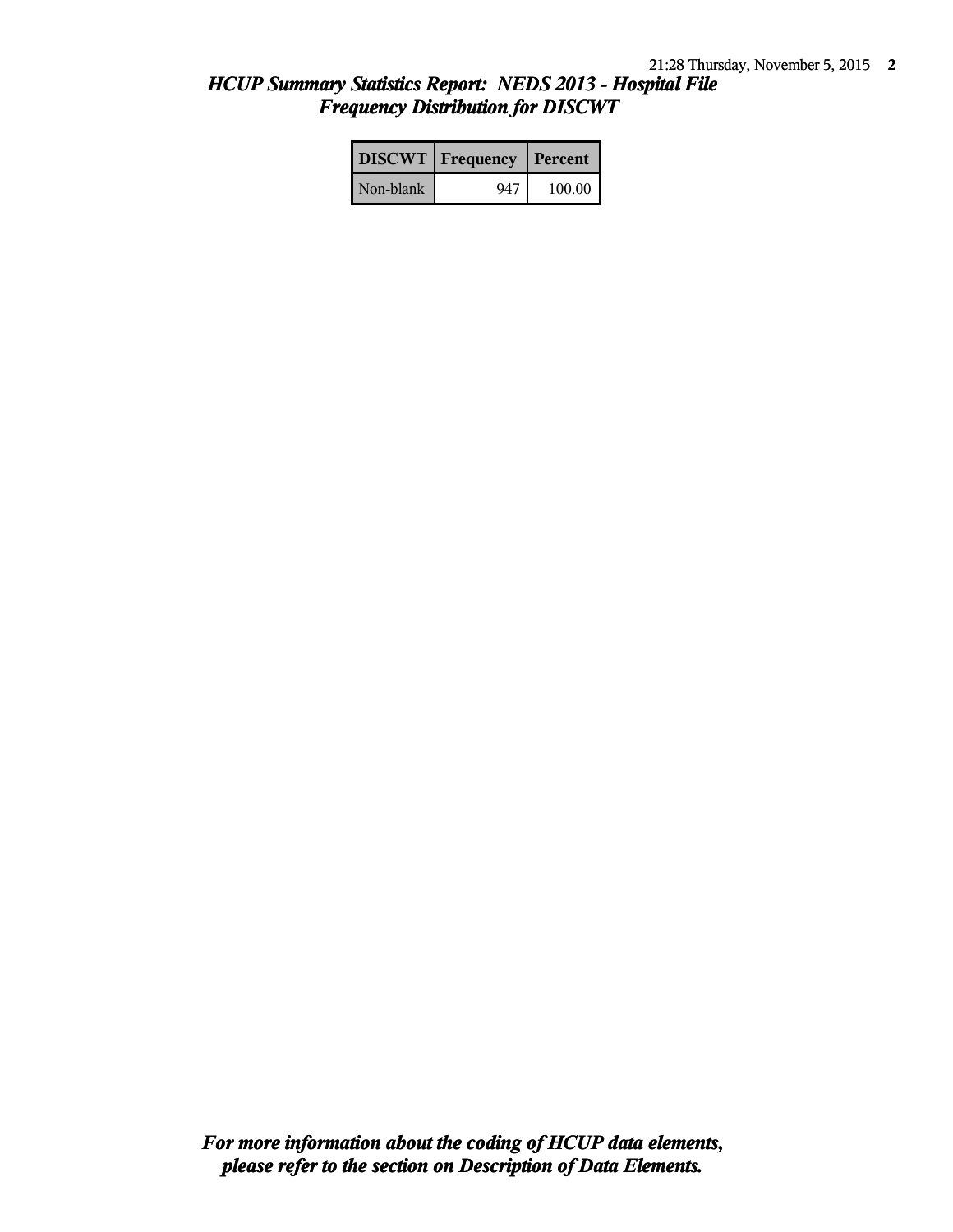## *HCUP Summary Statistics Report: NEDS 2013 - Hospital File*
## *Frequency Distribution for DISCWT*

| DISCWT | Frequency | Percent |
|---|---|---|
| Non-blank | 947 | 100.00 |

***For more information about the coding of HCUP data elements, please refer to the section on Description of Data Elements.***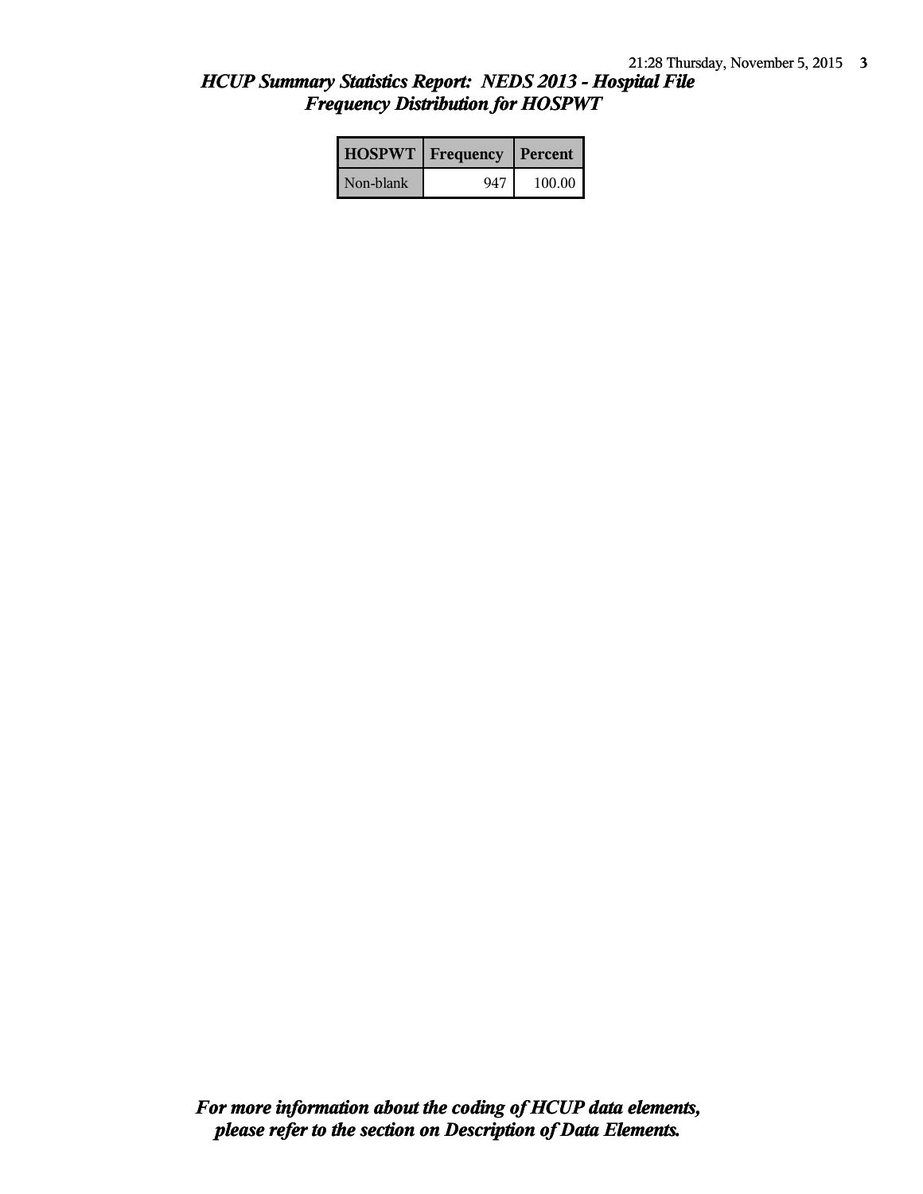*HCUP Summary Statistics Report: NEDS 2013 - Hospital File*
*Frequency Distribution for HOSPWT*

| HOSPWT | Frequency | Percent |
|---|---|---|
| Non-blank | 947 | 100.00 |

***For more information about the coding of HCUP data elements, please refer to the section on Description of Data Elements.***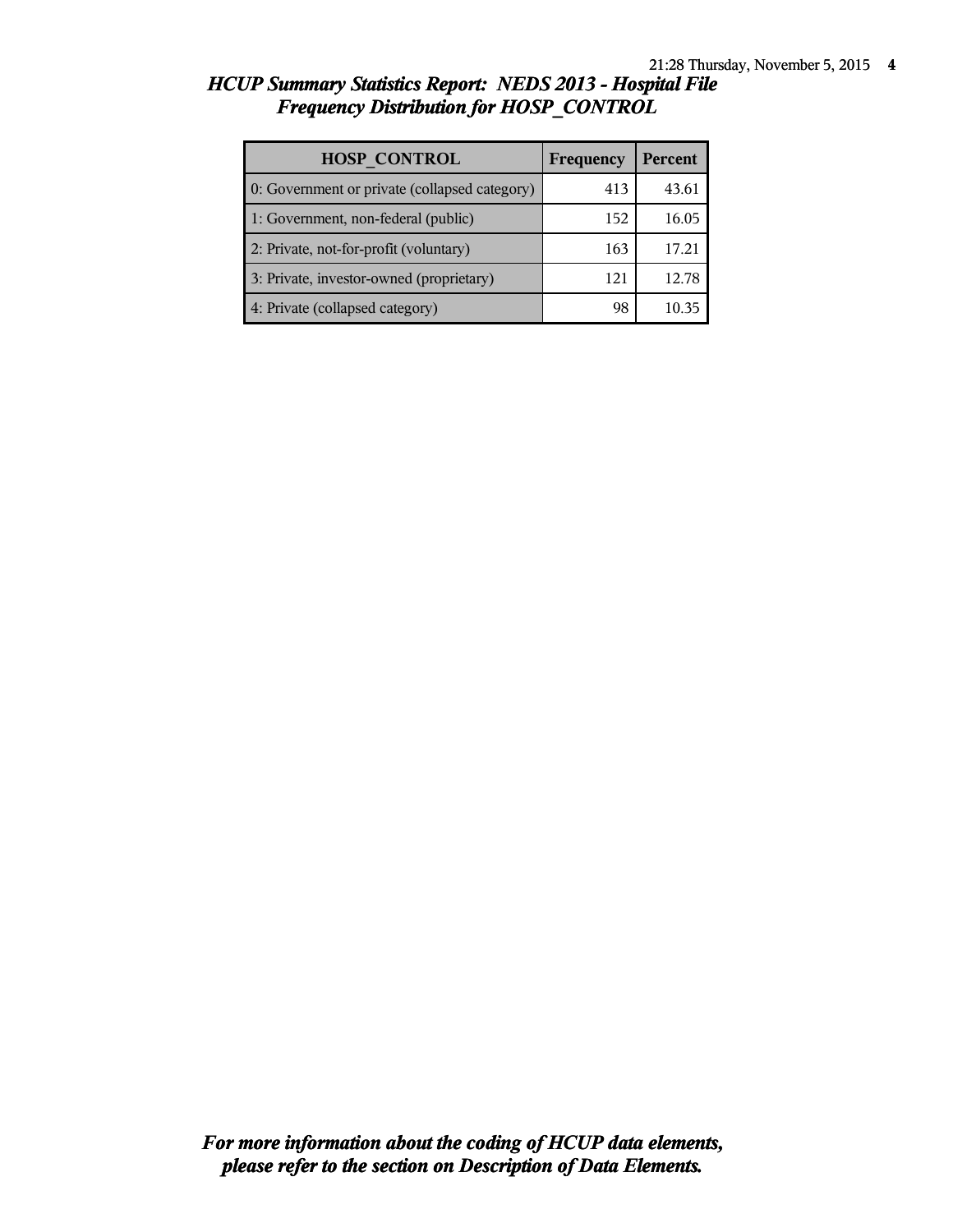# HCUP Summary Statistics Report: NEDS 2013 - Hospital File
## Frequency Distribution for HOSP_CONTROL

| HOSP_CONTROL | Frequency | Percent |
|---|---|---|
| 0: Government or private (collapsed category) | 413 | 43.61 |
| 1: Government, non-federal (public) | 152 | 16.05 |
| 2: Private, not-for-profit (voluntary) | 163 | 17.21 |
| 3: Private, investor-owned (proprietary) | 121 | 12.78 |
| 4: Private (collapsed category) | 98 | 10.35 |

***For more information about the coding of HCUP data elements, please refer to the section on Description of Data Elements.***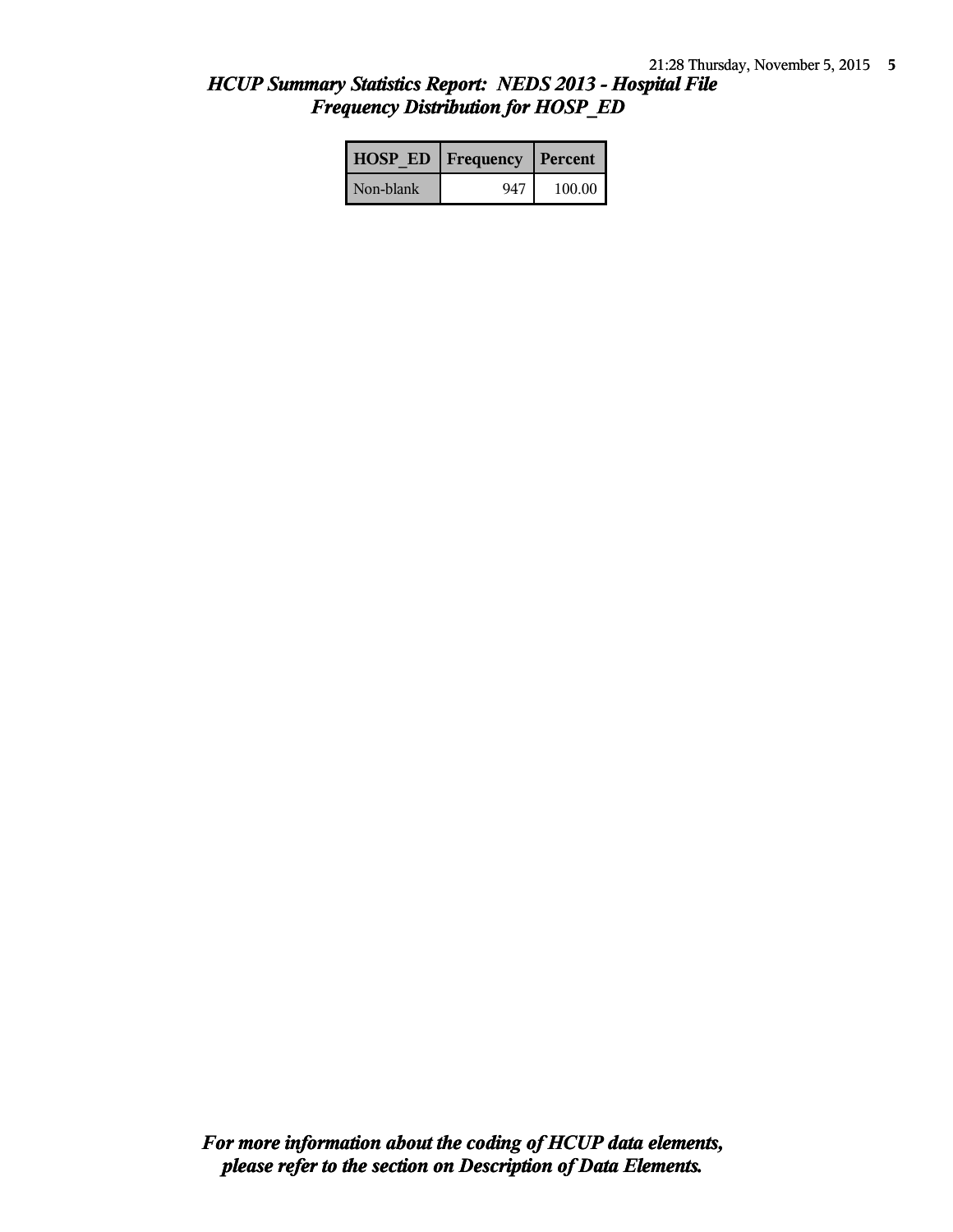## *HCUP Summary Statistics Report: NEDS 2013 - Hospital File*
## *Frequency Distribution for HOSP_ED*

| HOSP_ED | Frequency | Percent |
|---|---|---|
| Non-blank | 947 | 100.00 |

***For more information about the coding of HCUP data elements, please refer to the section on Description of Data Elements.***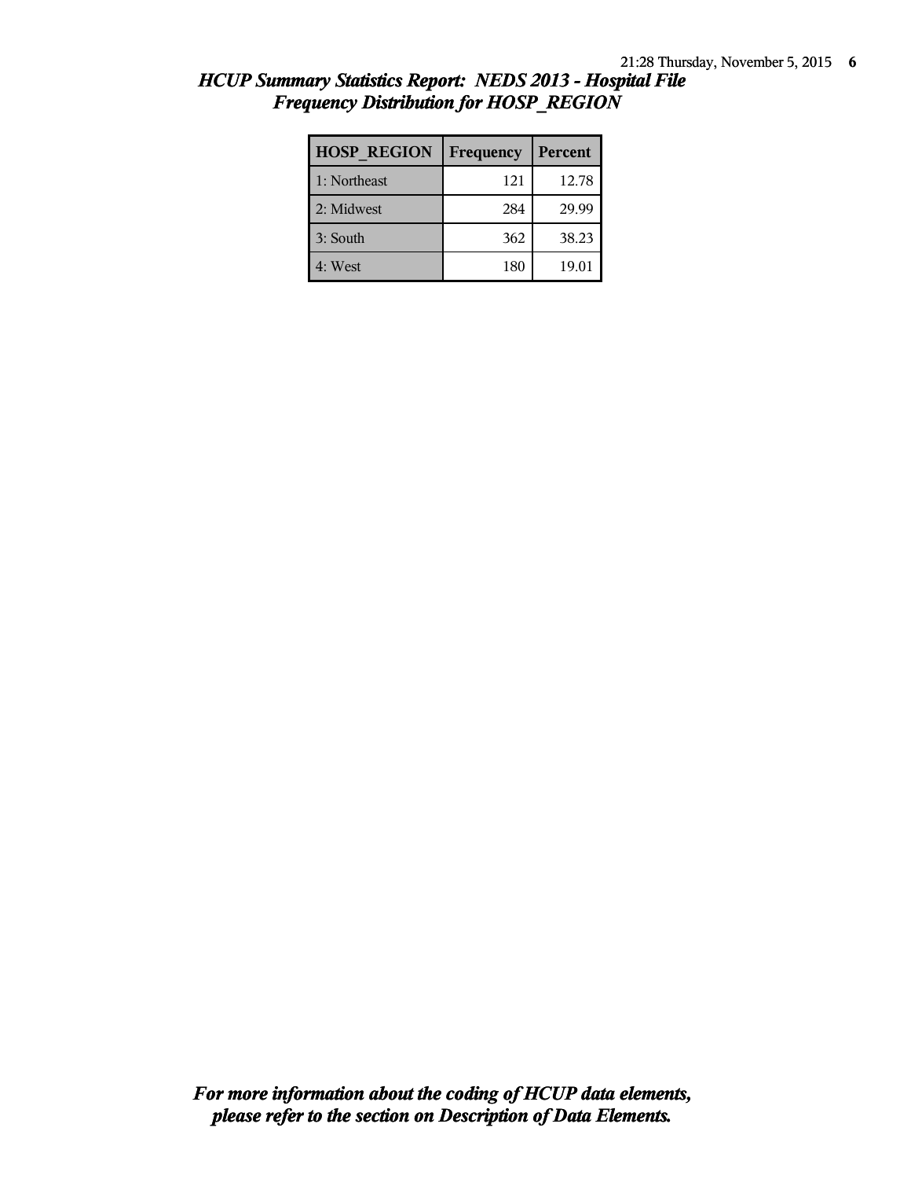## *HCUP Summary Statistics Report: NEDS 2013 - Hospital File*
## *Frequency Distribution for HOSP_REGION*

| HOSP_REGION | Frequency | Percent |
|---|---|---|
| 1: Northeast | 121 | 12.78 |
| 2: Midwest | 284 | 29.99 |
| 3: South | 362 | 38.23 |
| 4: West | 180 | 19.01 |

***For more information about the coding of HCUP data elements, please refer to the section on Description of Data Elements.***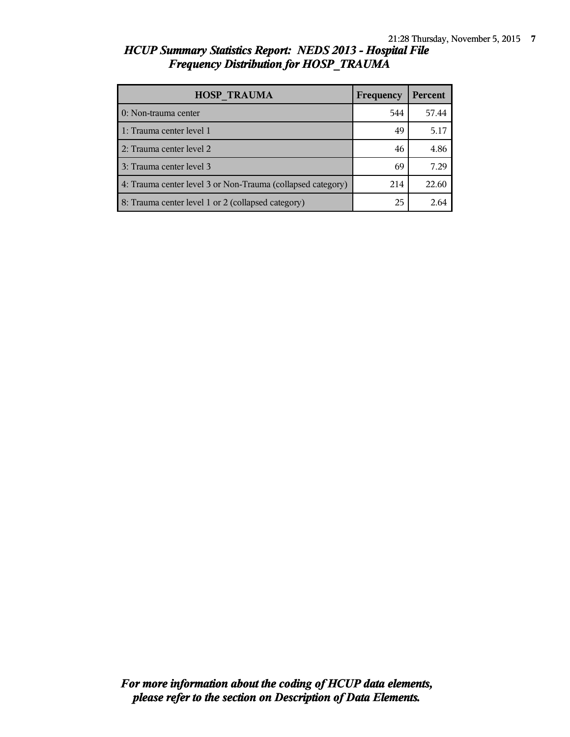## *HCUP Summary Statistics Report: NEDS 2013 - Hospital File*
## *Frequency Distribution for HOSP_TRAUMA*

| HOSP_TRAUMA | Frequency | Percent |
|---|---|---|
| 0: Non-trauma center | 544 | 57.44 |
| 1: Trauma center level 1 | 49 | 5.17 |
| 2: Trauma center level 2 | 46 | 4.86 |
| 3: Trauma center level 3 | 69 | 7.29 |
| 4: Trauma center level 3 or Non-Trauma (collapsed category) | 214 | 22.60 |
| 8: Trauma center level 1 or 2 (collapsed category) | 25 | 2.64 |

***For more information about the coding of HCUP data elements, please refer to the section on Description of Data Elements.***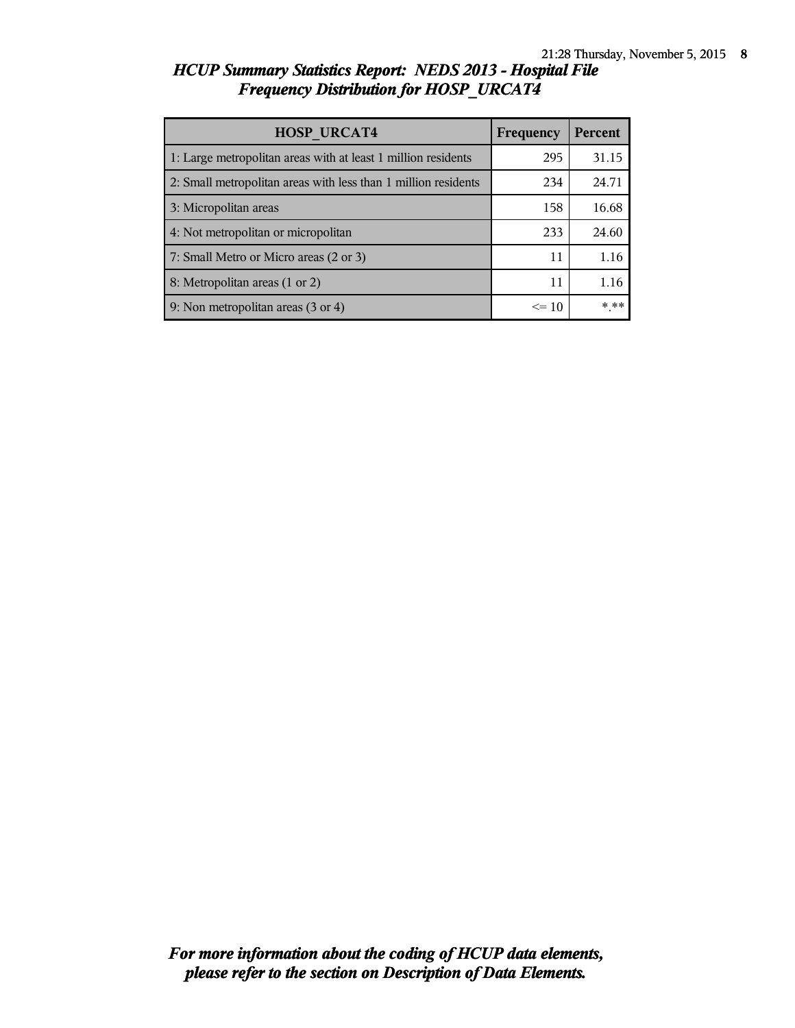## *HCUP Summary Statistics Report: NEDS 2013 - Hospital File*
## *Frequency Distribution for HOSP_URCAT4*

| HOSP_URCAT4 | Frequency | Percent |
|---|---|---|
| 1: Large metropolitan areas with at least 1 million residents | 295 | 31.15 |
| 2: Small metropolitan areas with less than 1 million residents | 234 | 24.71 |
| 3: Micropolitan areas | 158 | 16.68 |
| 4: Not metropolitan or micropolitan | 233 | 24.60 |
| 7: Small Metro or Micro areas (2 or 3) | 11 | 1.16 |
| 8: Metropolitan areas (1 or 2) | 11 | 1.16 |
| 9: Non metropolitan areas (3 or 4) | <= 10 | *.** |

***For more information about the coding of HCUP data elements, please refer to the section on Description of Data Elements.***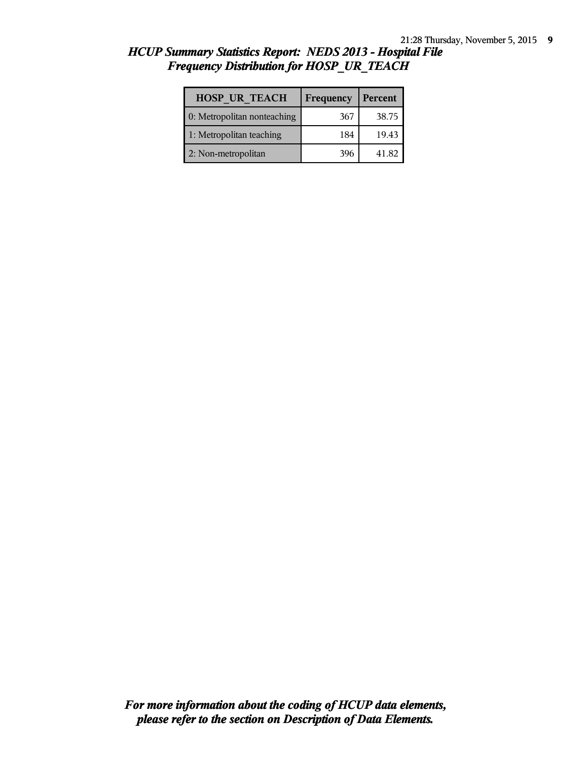# *HCUP Summary Statistics Report: NEDS 2013 - Hospital File*
## *Frequency Distribution for HOSP_UR_TEACH*

| HOSP_UR_TEACH | Frequency | Percent |
|---|---|---|
| 0: Metropolitan nonteaching | 367 | 38.75 |
| 1: Metropolitan teaching | 184 | 19.43 |
| 2: Non-metropolitan | 396 | 41.82 |

***For more information about the coding of HCUP data elements, please refer to the section on Description of Data Elements.***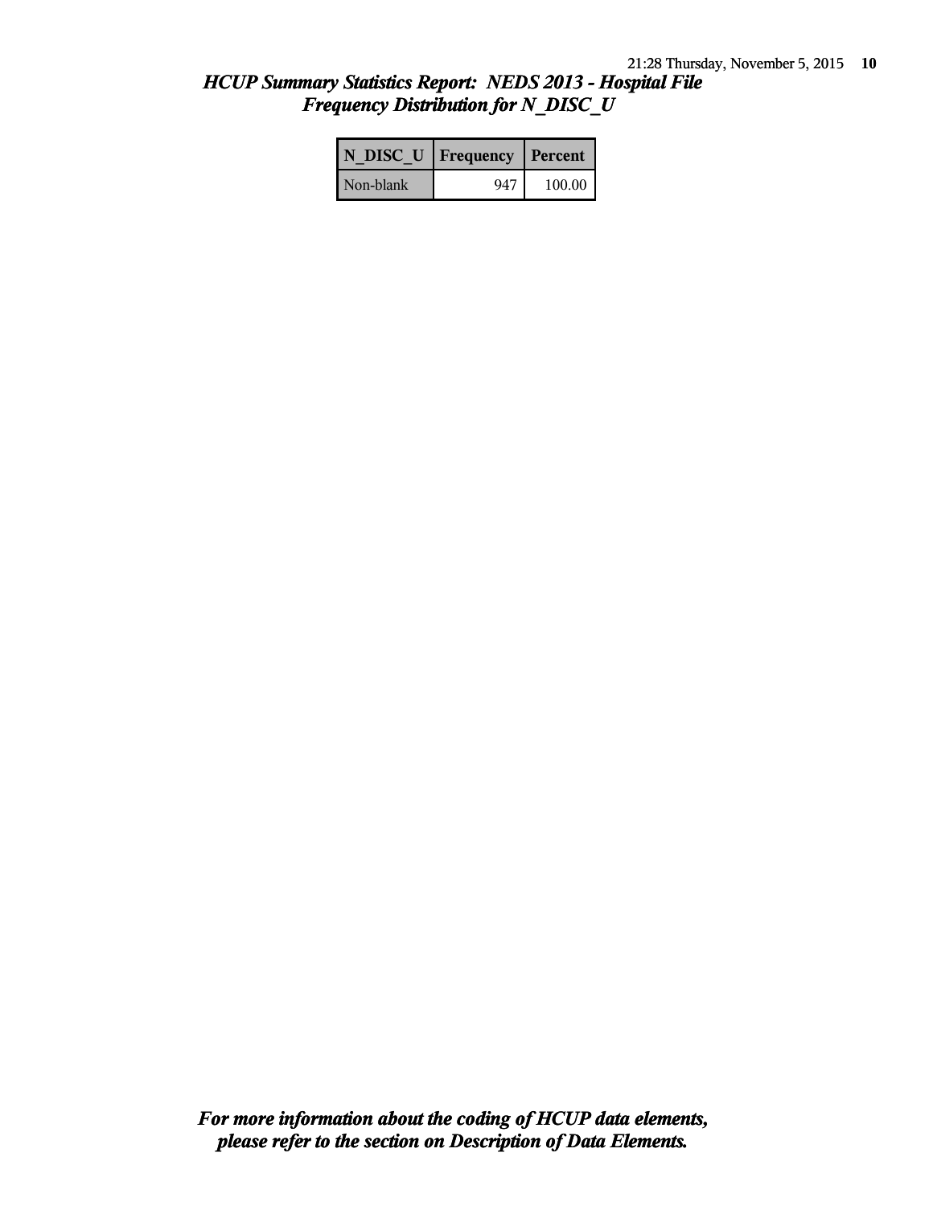## *HCUP Summary Statistics Report: NEDS 2013 - Hospital File*
## *Frequency Distribution for N_DISC_U*

| N_DISC_U | Frequency | Percent |
|---|---|---|
| Non-blank | 947 | 100.00 |

***For more information about the coding of HCUP data elements, please refer to the section on Description of Data Elements.***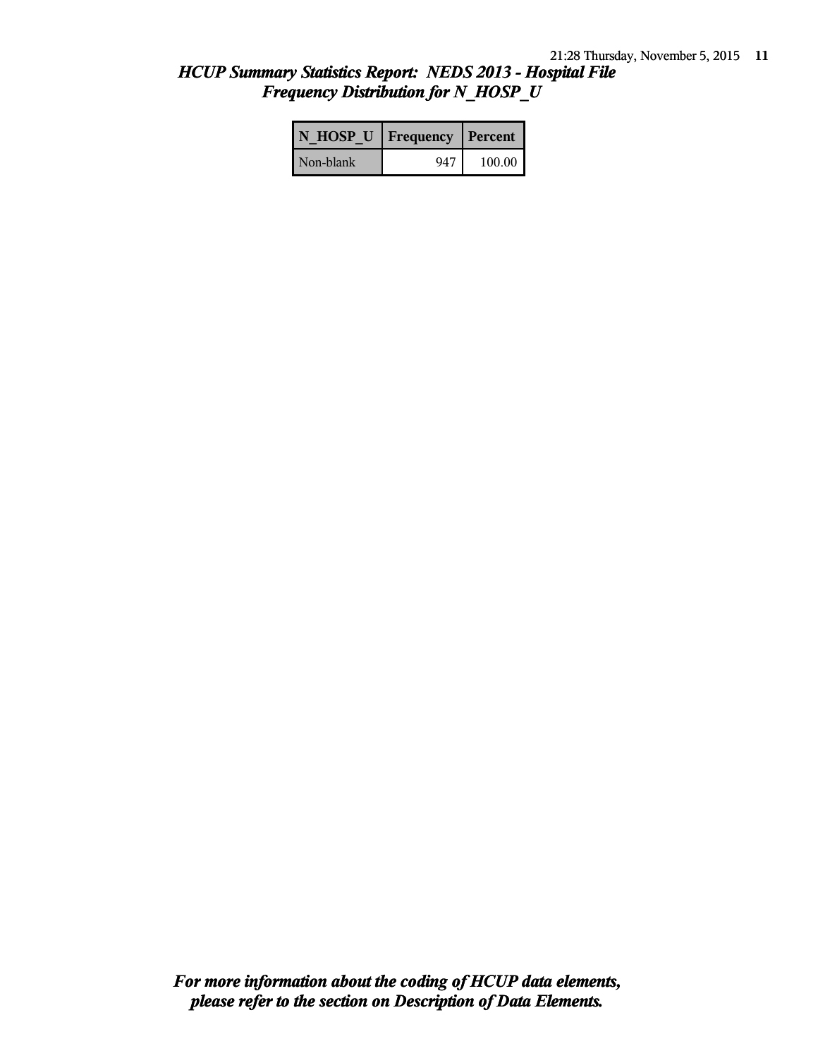## *HCUP Summary Statistics Report: NEDS 2013 - Hospital File*
## *Frequency Distribution for N_HOSP_U*

| N_HOSP_U | Frequency | Percent |
|---|---|---|
| Non-blank | 947 | 100.00 |

***For more information about the coding of HCUP data elements, please refer to the section on Description of Data Elements.***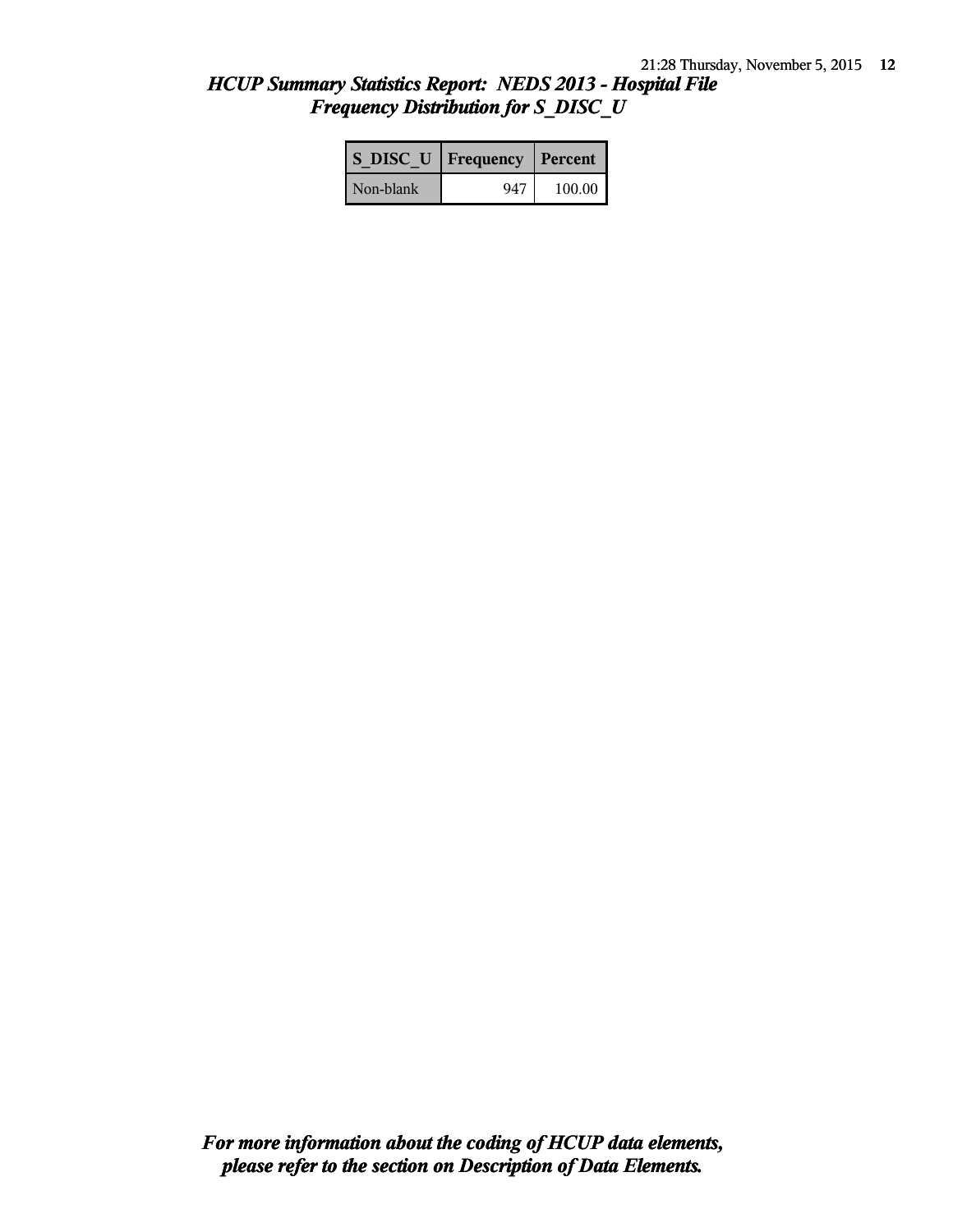## HCUP Summary Statistics Report: NEDS 2013 - Hospital File
## Frequency Distribution for S_DISC_U

| S_DISC_U | Frequency | Percent |
|---|---|---|
| Non-blank | 947 | 100.00 |

***For more information about the coding of HCUP data elements, please refer to the section on Description of Data Elements.***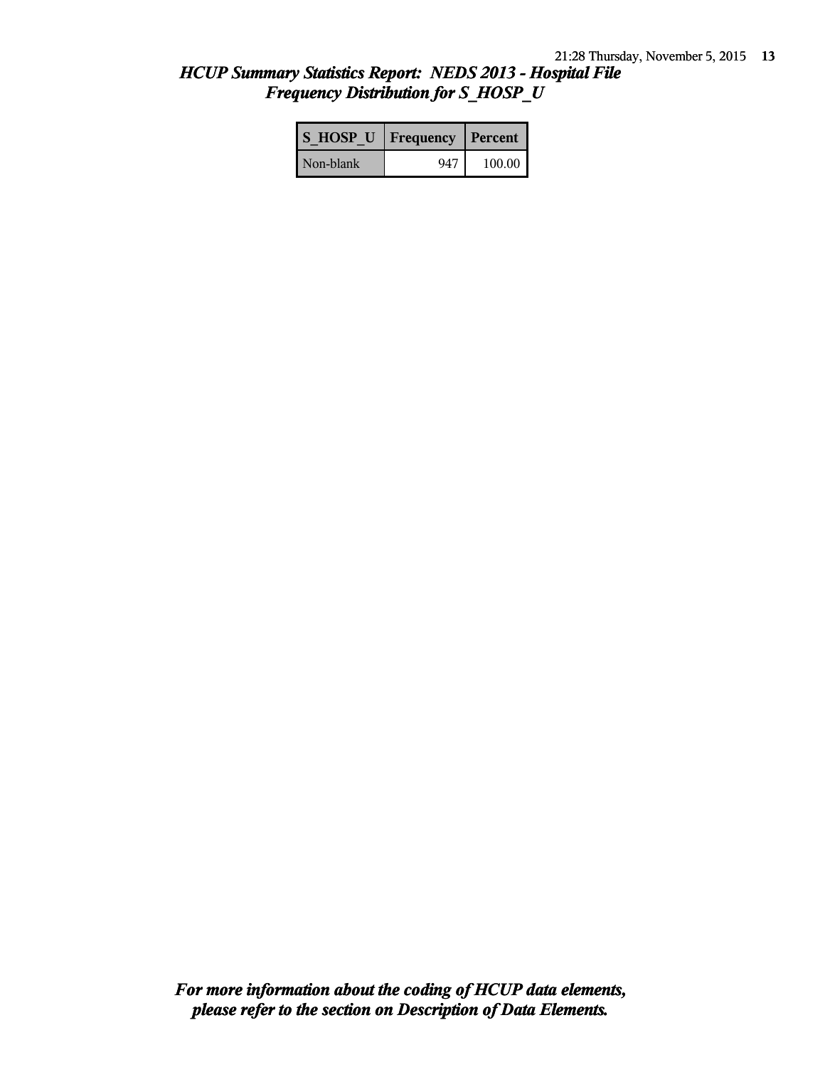## *HCUP Summary Statistics Report: NEDS 2013 - Hospital File*
## *Frequency Distribution for S_HOSP_U*

| S_HOSP_U | Frequency | Percent |
|---|---|---|
| Non-blank | 947 | 100.00 |

***For more information about the coding of HCUP data elements, please refer to the section on Description of Data Elements.***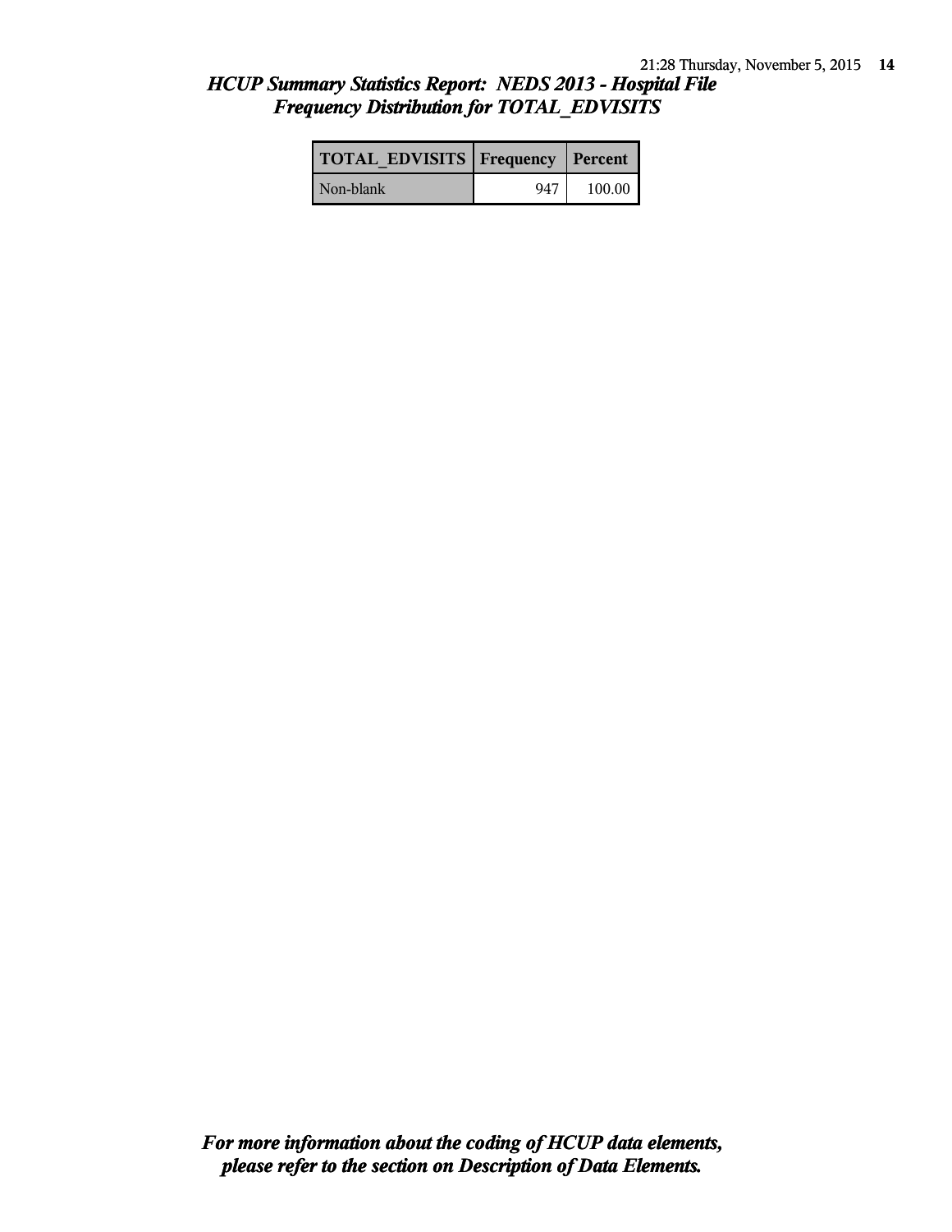# *HCUP Summary Statistics Report: NEDS 2013 - Hospital File*
## *Frequency Distribution for TOTAL_EDVISITS*

| TOTAL_EDVISITS | Frequency | Percent |
|---|---|---|
| Non-blank | 947 | 100.00 |

***For more information about the coding of HCUP data elements, please refer to the section on Description of Data Elements.***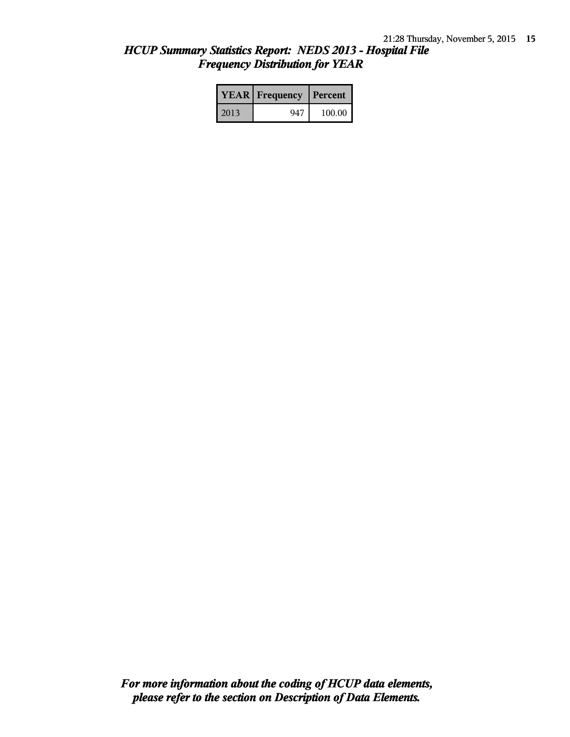## *HCUP Summary Statistics Report: NEDS 2013 - Hospital File*
## *Frequency Distribution for YEAR*

| YEAR | Frequency | Percent |
|---|---|---|
| 2013 | 947 | 100.00 |

***For more information about the coding of HCUP data elements, please refer to the section on Description of Data Elements.***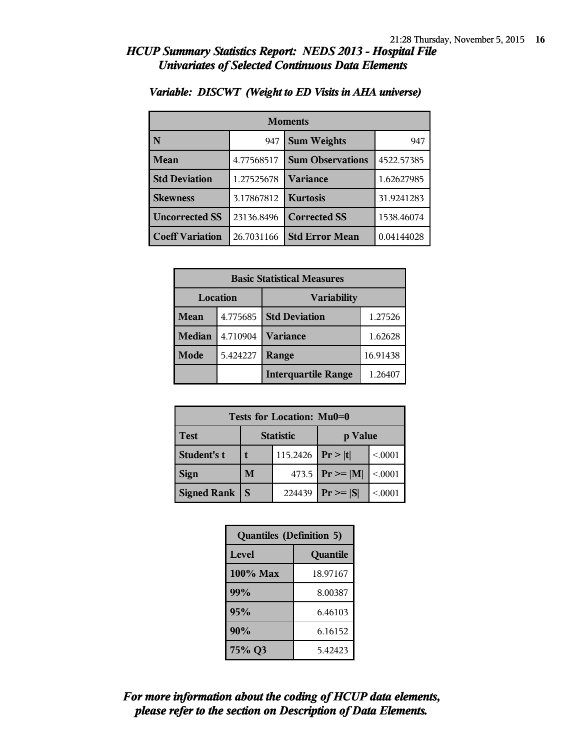# HCUP Summary Statistics Report: NEDS 2013 - Hospital File
## Univariates of Selected Continuous Data Elements

### Variable: DISCWT (Weight to ED Visits in AHA universe)

| Moments | | | |
|---|---|---|---|
| N | 947 | Sum Weights | 947 |
| Mean | 4.77568517 | Sum Observations | 4522.57385 |
| Std Deviation | 1.27525678 | Variance | 1.62627985 |
| Skewness | 3.17867812 | Kurtosis | 31.9241283 |
| Uncorrected SS | 23136.8496 | Corrected SS | 1538.46074 |
| Coeff Variation | 26.7031166 | Std Error Mean | 0.04144028 |

| Basic Statistical Measures | | | |
|---|---|---|---|
| Location | | Variability | |
| Mean | 4.775685 | Std Deviation | 1.27526 |
| Median | 4.710904 | Variance | 1.62628 |
| Mode | 5.424227 | Range | 16.91438 |
| | | Interquartile Range | 1.26407 |

| Tests for Location: Mu0=0 | | | | |
|---|---|---|---|---|
| Test | Statistic | | p Value | |
| Student's t | t | 115.2426 | Pr > \|t\| | <.0001 |
| Sign | M | 473.5 | Pr >= \|M\| | <.0001 |
| Signed Rank | S | 224439 | Pr >= \|S\| | <.0001 |

| Quantiles (Definition 5) | |
|---|---|
| Level | Quantile |
| 100% Max | 18.97167 |
| 99% | 8.00387 |
| 95% | 6.46103 |
| 90% | 6.16152 |
| 75% Q3 | 5.42423 |

*For more information about the coding of HCUP data elements, please refer to the section on Description of Data Elements.*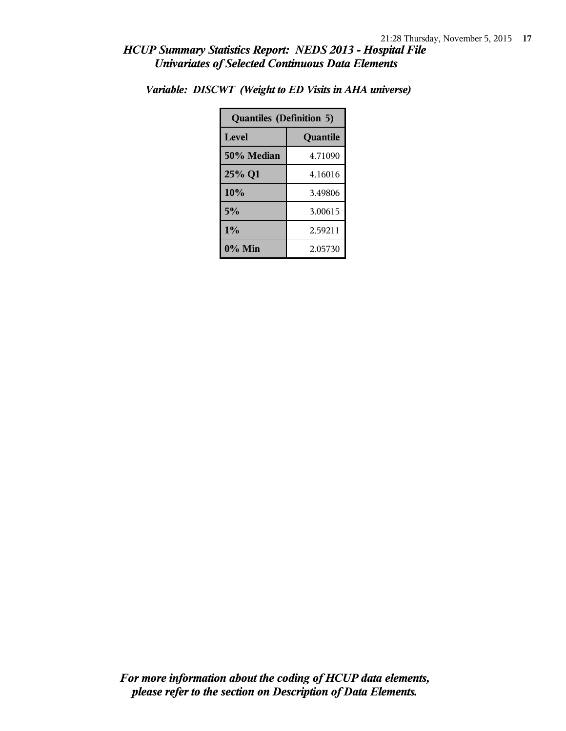## *HCUP Summary Statistics Report: NEDS 2013 - Hospital File*
## *Univariates of Selected Continuous Data Elements*

### *Variable: DISCWT (Weight to ED Visits in AHA universe)*

| Quantiles (Definition 5) | |
|---|---|
| **Level** | **Quantile** |
| **50% Median** | 4.71090 |
| **25% Q1** | 4.16016 |
| **10%** | 3.49806 |
| **5%** | 3.00615 |
| **1%** | 2.59211 |
| **0% Min** | 2.05730 |

***For more information about the coding of HCUP data elements, please refer to the section on Description of Data Elements.***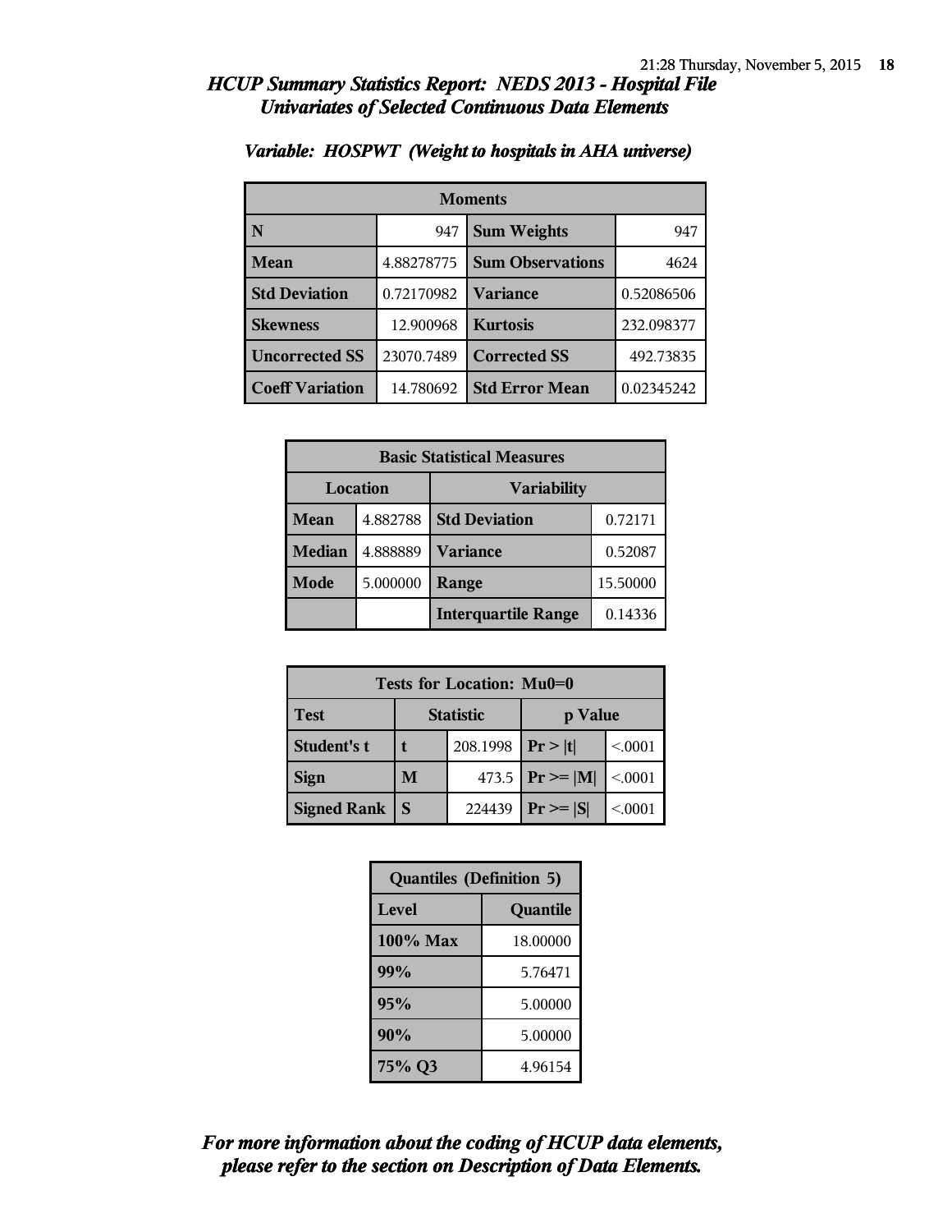# HCUP Summary Statistics Report: NEDS 2013 - Hospital File
## Univariates of Selected Continuous Data Elements

### Variable: HOSPWT (Weight to hospitals in AHA universe)

| Moments | | | |
|---|---|---|---|
| **N** | 947 | **Sum Weights** | 947 |
| **Mean** | 4.88278775 | **Sum Observations** | 4624 |
| **Std Deviation** | 0.72170982 | **Variance** | 0.52086506 |
| **Skewness** | 12.900968 | **Kurtosis** | 232.098377 |
| **Uncorrected SS** | 23070.7489 | **Corrected SS** | 492.73835 |
| **Coeff Variation** | 14.780692 | **Std Error Mean** | 0.02345242 |

| Basic Statistical Measures | | | |
|---|---|---|---|
| **Location** | | **Variability** | |
| **Mean** | 4.882788 | **Std Deviation** | 0.72171 |
| **Median** | 4.888889 | **Variance** | 0.52087 |
| **Mode** | 5.000000 | **Range** | 15.50000 |
| | | **Interquartile Range** | 0.14336 |

| Tests for Location: Mu0=0 | | | | |
|---|---|---|---|---|
| **Test** | **Statistic** | | **p Value** | |
| **Student's t** | **t** | 208.1998 | **Pr > \|t\|** | <.0001 |
| **Sign** | **M** | 473.5 | **Pr >= \|M\|** | <.0001 |
| **Signed Rank** | **S** | 224439 | **Pr >= \|S\|** | <.0001 |

| Quantiles (Definition 5) | |
|---|---|
| **Level** | **Quantile** |
| **100% Max** | 18.00000 |
| **99%** | 5.76471 |
| **95%** | 5.00000 |
| **90%** | 5.00000 |
| **75% Q3** | 4.96154 |

*For more information about the coding of HCUP data elements, please refer to the section on Description of Data Elements.*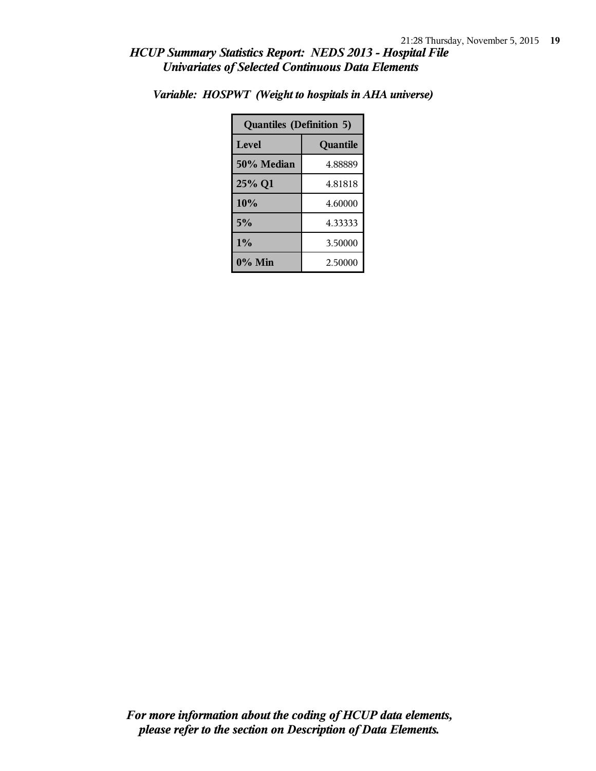## HCUP Summary Statistics Report: NEDS 2013 - Hospital File
## Univariates of Selected Continuous Data Elements

### Variable: HOSPWT (Weight to hospitals in AHA universe)

| Quantiles (Definition 5) | |
|---|---|
| **Level** | **Quantile** |
| 50% Median | 4.88889 |
| 25% Q1 | 4.81818 |
| 10% | 4.60000 |
| 5% | 4.33333 |
| 1% | 3.50000 |
| 0% Min | 2.50000 |

*For more information about the coding of HCUP data elements, please refer to the section on Description of Data Elements.*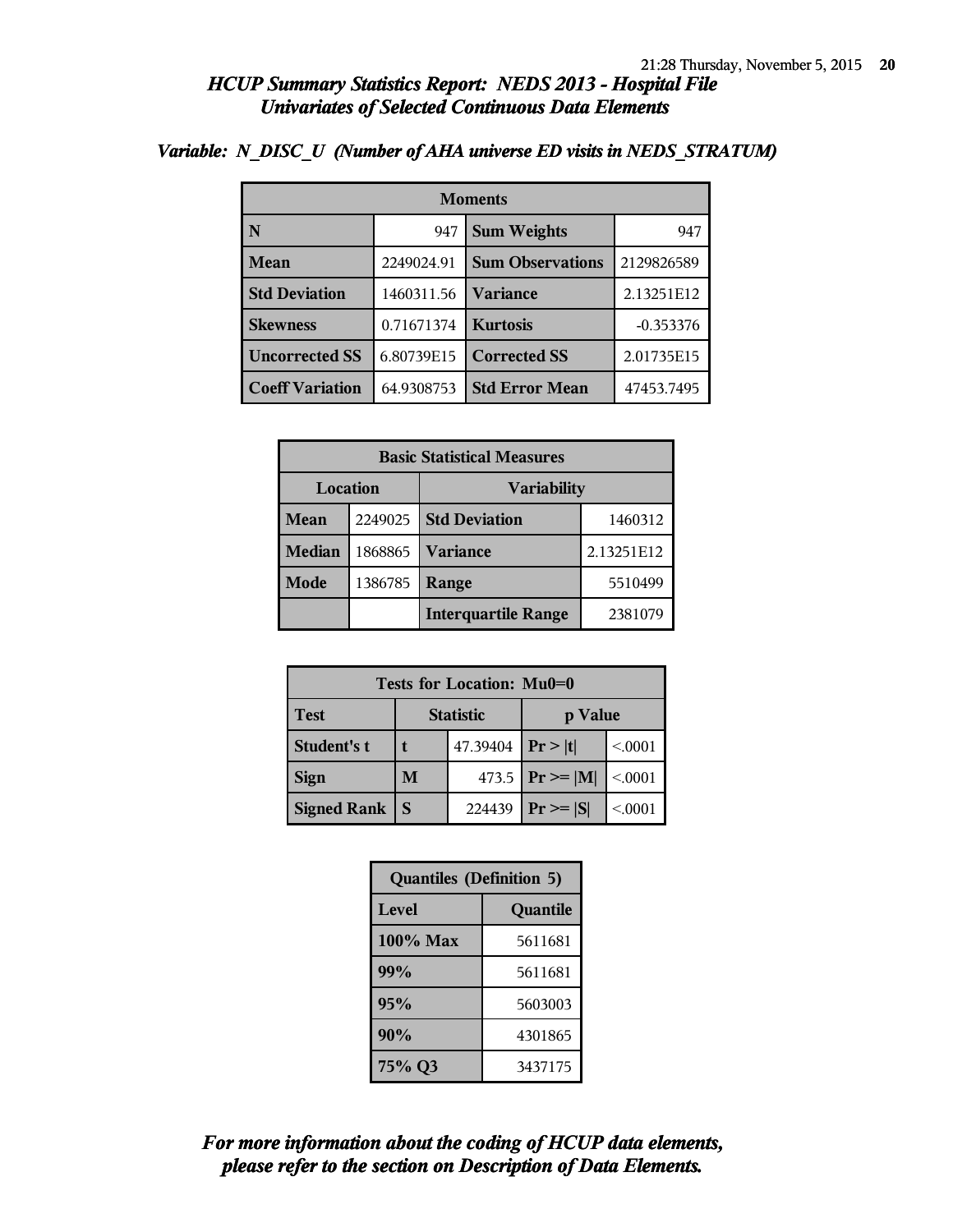## *HCUP Summary Statistics Report: NEDS 2013 - Hospital File*
## *Univariates of Selected Continuous Data Elements*

### *Variable: N_DISC_U (Number of AHA universe ED visits in NEDS_STRATUM)*

| Moments | | | |
|---|---|---|---|
| **N** | 947 | **Sum Weights** | 947 |
| **Mean** | 2249024.91 | **Sum Observations** | 2129826589 |
| **Std Deviation** | 1460311.56 | **Variance** | 2.13251E12 |
| **Skewness** | 0.71671374 | **Kurtosis** | -0.353376 |
| **Uncorrected SS** | 6.80739E15 | **Corrected SS** | 2.01735E15 |
| **Coeff Variation** | 64.9308753 | **Std Error Mean** | 47453.7495 |

| Basic Statistical Measures | | | |
|---|---|---|---|
| **Location** | | **Variability** | |
| **Mean** | 2249025 | **Std Deviation** | 1460312 |
| **Median** | 1868865 | **Variance** | 2.13251E12 |
| **Mode** | 1386785 | **Range** | 5510499 |
| | | **Interquartile Range** | 2381079 |

| Tests for Location: Mu0=0 | | | | |
|---|---|---|---|---|
| **Test** | **Statistic** | | **p Value** | |
| **Student's t** | **t** | 47.39404 | **Pr > \|t\|** | <.0001 |
| **Sign** | **M** | 473.5 | **Pr >= \|M\|** | <.0001 |
| **Signed Rank** | **S** | 224439 | **Pr >= \|S\|** | <.0001 |

| Quantiles (Definition 5) | |
|---|---|
| **Level** | **Quantile** |
| **100% Max** | 5611681 |
| **99%** | 5611681 |
| **95%** | 5603003 |
| **90%** | 4301865 |
| **75% Q3** | 3437175 |

***For more information about the coding of HCUP data elements, please refer to the section on Description of Data Elements.***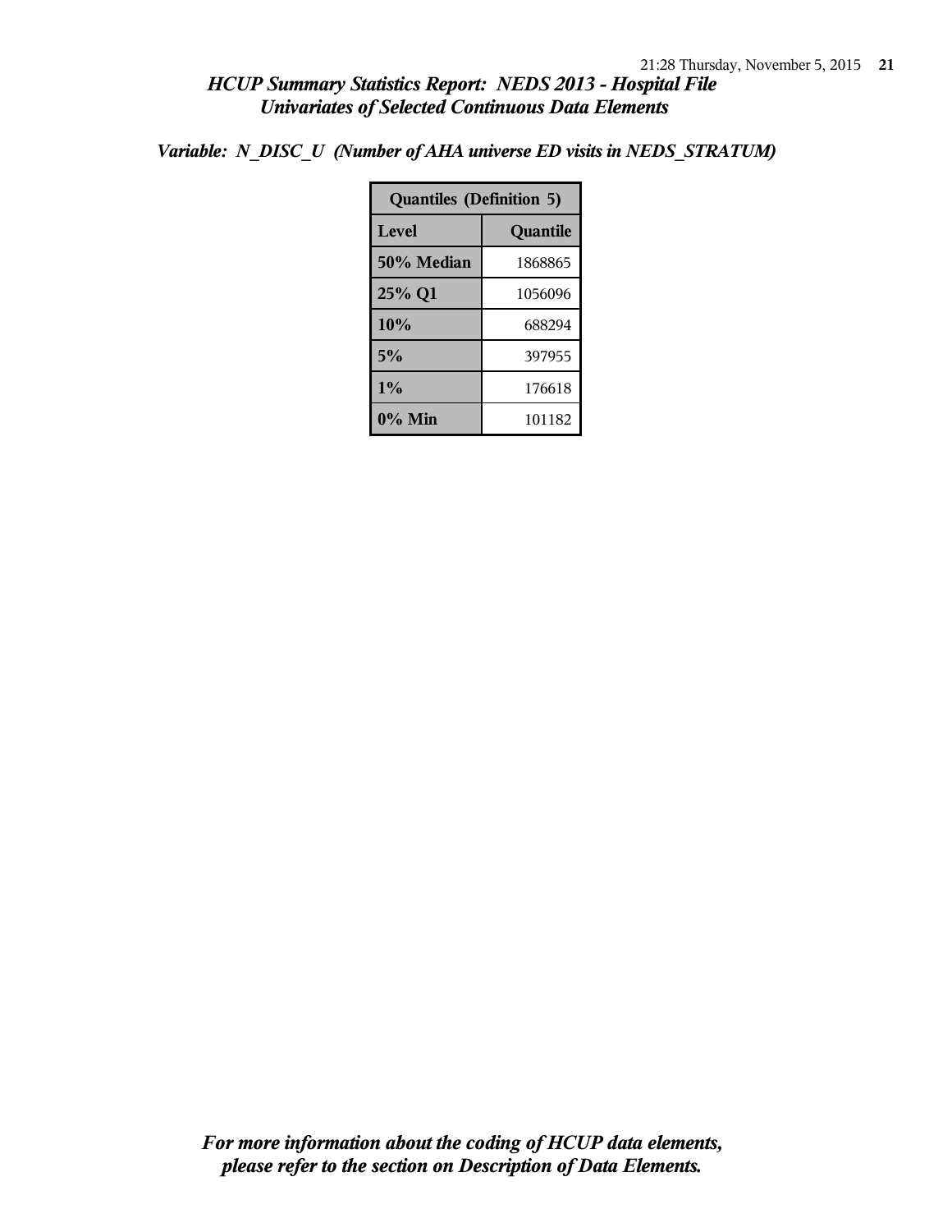# *HCUP Summary Statistics Report: NEDS 2013 - Hospital File*
## *Univariates of Selected Continuous Data Elements*

*Variable: N_DISC_U (Number of AHA universe ED visits in NEDS_STRATUM)*

| Quantiles (Definition 5) | |
|---|---|
| **Level** | **Quantile** |
| **50% Median** | 1868865 |
| **25% Q1** | 1056096 |
| **10%** | 688294 |
| **5%** | 397955 |
| **1%** | 176618 |
| **0% Min** | 101182 |

***For more information about the coding of HCUP data elements, please refer to the section on Description of Data Elements.***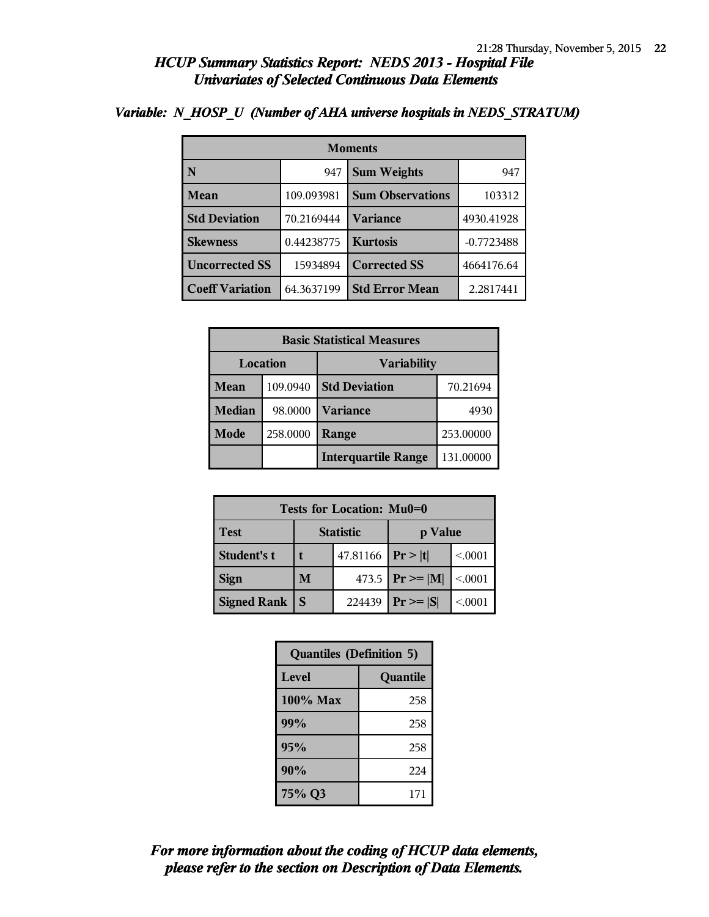## HCUP Summary Statistics Report: NEDS 2013 - Hospital File
## Univariates of Selected Continuous Data Elements

### Variable: N_HOSP_U (Number of AHA universe hospitals in NEDS_STRATUM)

| Moments | | | |
|---|---|---|---|
| **N** | 947 | **Sum Weights** | 947 |
| **Mean** | 109.093981 | **Sum Observations** | 103312 |
| **Std Deviation** | 70.2169444 | **Variance** | 4930.41928 |
| **Skewness** | 0.44238775 | **Kurtosis** | -0.7723488 |
| **Uncorrected SS** | 15934894 | **Corrected SS** | 4664176.64 |
| **Coeff Variation** | 64.3637199 | **Std Error Mean** | 2.2817441 |

| Basic Statistical Measures | | | |
|---|---|---|---|
| **Location** | | **Variability** | |
| **Mean** | 109.0940 | **Std Deviation** | 70.21694 |
| **Median** | 98.0000 | **Variance** | 4930 |
| **Mode** | 258.0000 | **Range** | 253.00000 |
| | | **Interquartile Range** | 131.00000 |

| Tests for Location: Mu0=0 | | | | |
|---|---|---|---|---|
| **Test** | **Statistic** | | **p Value** | |
| **Student's t** | **t** | 47.81166 | **Pr > \|t\|** | <.0001 |
| **Sign** | **M** | 473.5 | **Pr >= \|M\|** | <.0001 |
| **Signed Rank** | **S** | 224439 | **Pr >= \|S\|** | <.0001 |

| Quantiles (Definition 5) | |
|---|---|
| **Level** | **Quantile** |
| **100% Max** | 258 |
| **99%** | 258 |
| **95%** | 258 |
| **90%** | 224 |
| **75% Q3** | 171 |

*For more information about the coding of HCUP data elements, please refer to the section on Description of Data Elements.*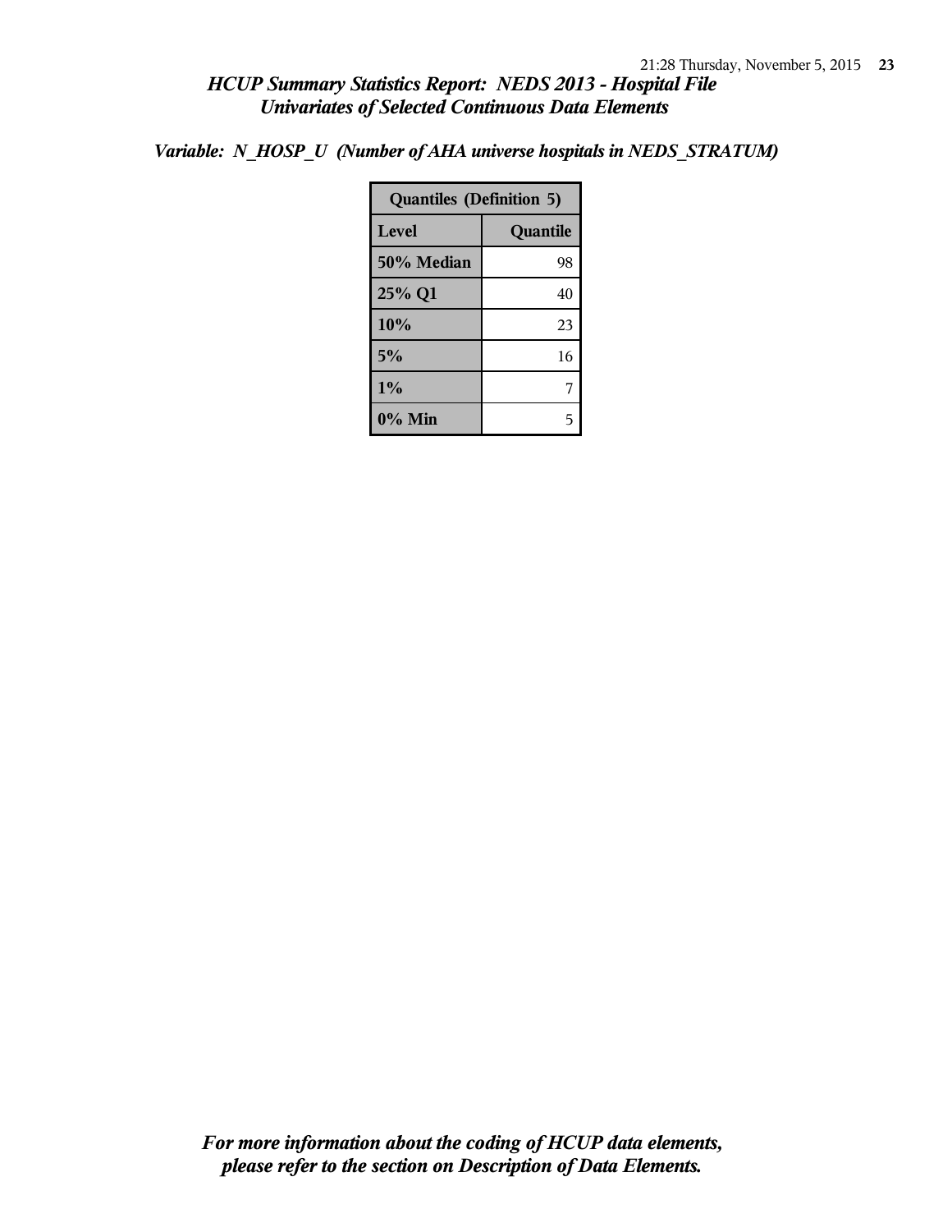*HCUP Summary Statistics Report: NEDS 2013 - Hospital File*
*Univariates of Selected Continuous Data Elements*

***Variable: N_HOSP_U (Number of AHA universe hospitals in NEDS_STRATUM)***

| Quantiles (Definition 5) | |
|---|---|
| **Level** | **Quantile** |
| **50% Median** | 98 |
| **25% Q1** | 40 |
| **10%** | 23 |
| **5%** | 16 |
| **1%** | 7 |
| **0% Min** | 5 |

***For more information about the coding of HCUP data elements, please refer to the section on Description of Data Elements.***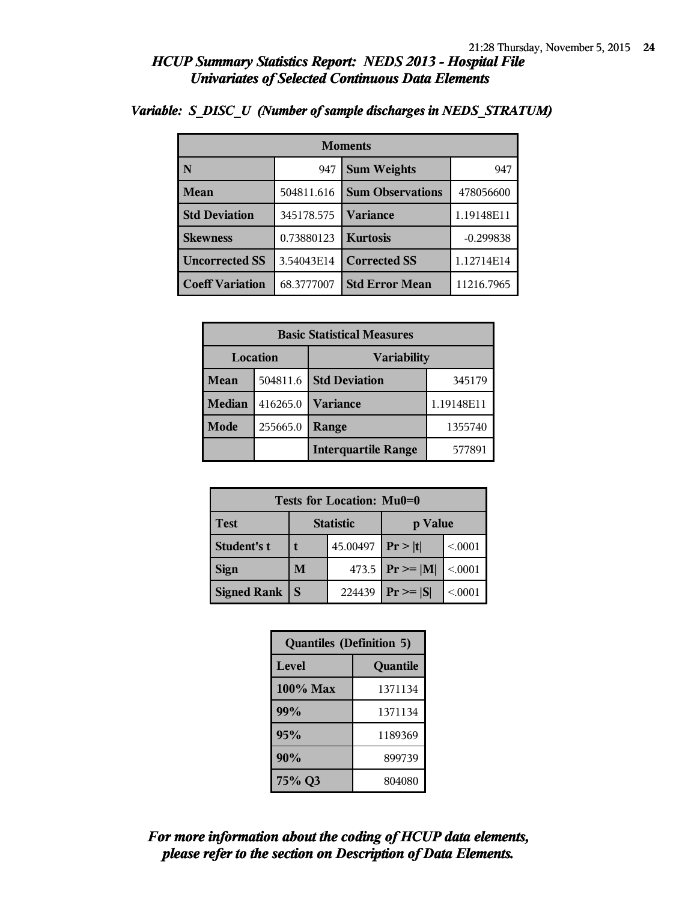# HCUP Summary Statistics Report: NEDS 2013 - Hospital File

## Univariates of Selected Continuous Data Elements

### Variable: S_DISC_U (Number of sample discharges in NEDS_STRATUM)

| Moments | | | |
|---|---|---|---|
| **N** | 947 | **Sum Weights** | 947 |
| **Mean** | 504811.616 | **Sum Observations** | 478056600 |
| **Std Deviation** | 345178.575 | **Variance** | 1.19148E11 |
| **Skewness** | 0.73880123 | **Kurtosis** | -0.299838 |
| **Uncorrected SS** | 3.54043E14 | **Corrected SS** | 1.12714E14 |
| **Coeff Variation** | 68.3777007 | **Std Error Mean** | 11216.7965 |

| Basic Statistical Measures | | | |
|---|---|---|---|
| **Location** | | **Variability** | |
| **Mean** | 504811.6 | **Std Deviation** | 345179 |
| **Median** | 416265.0 | **Variance** | 1.19148E11 |
| **Mode** | 255665.0 | **Range** | 1355740 |
| | | **Interquartile Range** | 577891 |

| Tests for Location: Mu0=0 | | | | |
|---|---|---|---|---|
| **Test** | **Statistic** | | **p Value** | |
| **Student's t** | **t** | 45.00497 | **Pr > \|t\|** | <.0001 |
| **Sign** | **M** | 473.5 | **Pr >= \|M\|** | <.0001 |
| **Signed Rank** | **S** | 224439 | **Pr >= \|S\|** | <.0001 |

| Quantiles (Definition 5) | |
|---|---|
| **Level** | **Quantile** |
| **100% Max** | 1371134 |
| **99%** | 1371134 |
| **95%** | 1189369 |
| **90%** | 899739 |
| **75% Q3** | 804080 |

*For more information about the coding of HCUP data elements, please refer to the section on Description of Data Elements.*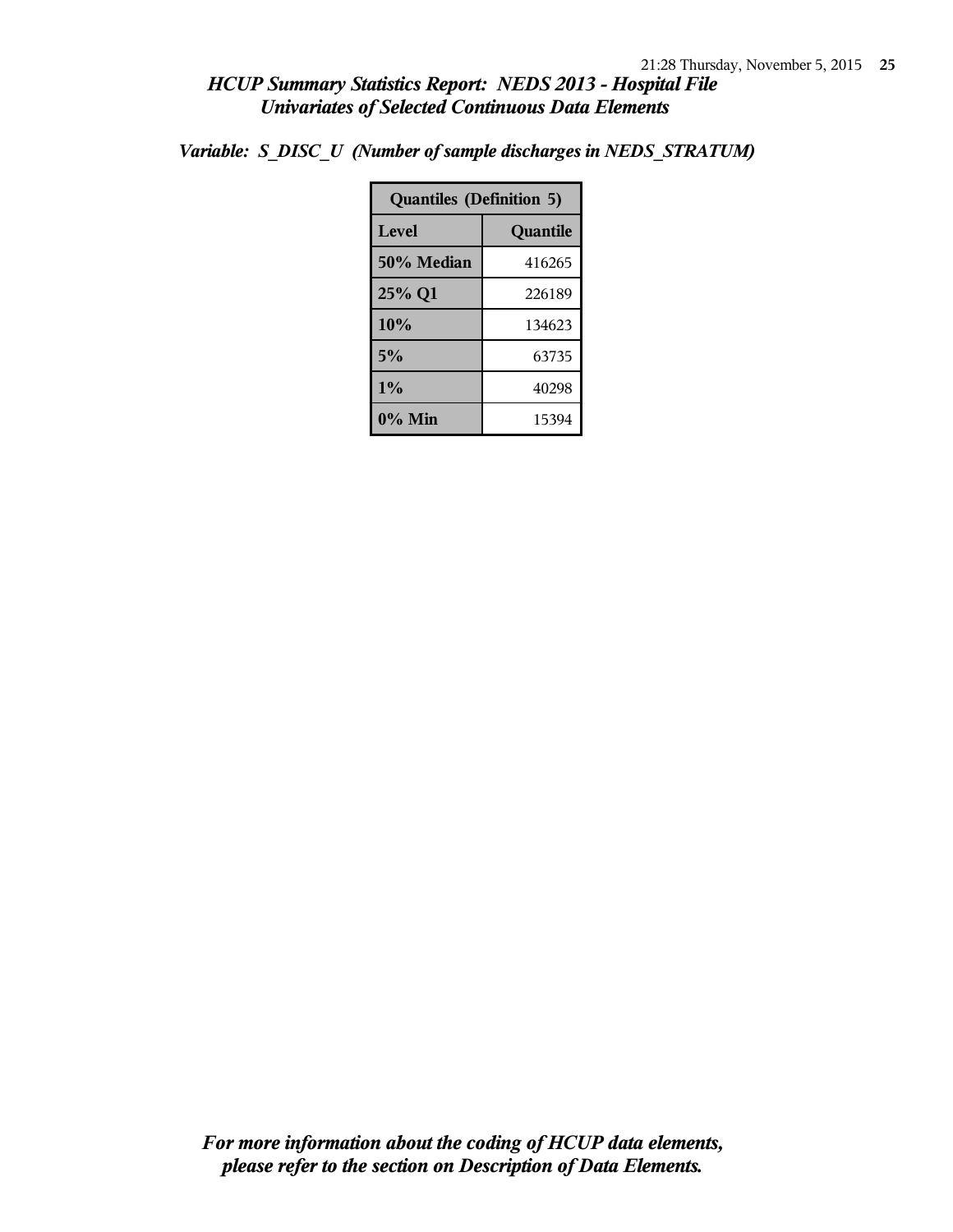# *HCUP Summary Statistics Report: NEDS 2013 - Hospital File*
## *Univariates of Selected Continuous Data Elements*

***Variable: S_DISC_U (Number of sample discharges in NEDS_STRATUM)***

| Quantiles (Definition 5) | |
|---|---|
| **Level** | **Quantile** |
| **50% Median** | 416265 |
| **25% Q1** | 226189 |
| **10%** | 134623 |
| **5%** | 63735 |
| **1%** | 40298 |
| **0% Min** | 15394 |

***For more information about the coding of HCUP data elements, please refer to the section on Description of Data Elements.***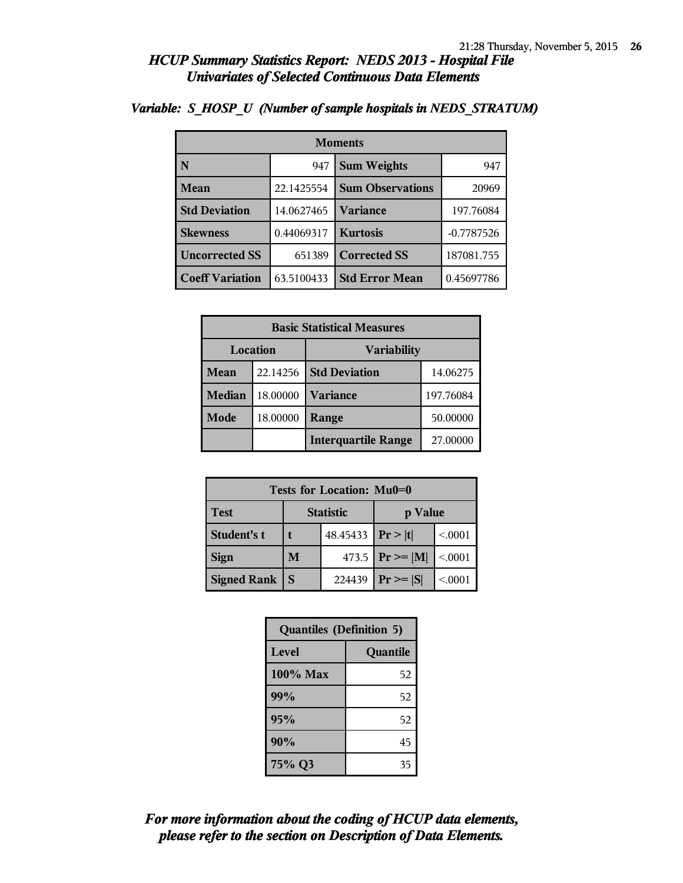## HCUP Summary Statistics Report: NEDS 2013 - Hospital File
## Univariates of Selected Continuous Data Elements

### Variable: S_HOSP_U (Number of sample hospitals in NEDS_STRATUM)

| Moments | | | |
|---|---|---|---|
| N | 947 | Sum Weights | 947 |
| Mean | 22.1425554 | Sum Observations | 20969 |
| Std Deviation | 14.0627465 | Variance | 197.76084 |
| Skewness | 0.44069317 | Kurtosis | -0.7787526 |
| Uncorrected SS | 651389 | Corrected SS | 187081.755 |
| Coeff Variation | 63.5100433 | Std Error Mean | 0.45697786 |

| Basic Statistical Measures | | | |
|---|---|---|---|
| Location | | Variability | |
| Mean | 22.14256 | Std Deviation | 14.06275 |
| Median | 18.00000 | Variance | 197.76084 |
| Mode | 18.00000 | Range | 50.00000 |
| | | Interquartile Range | 27.00000 |

| Tests for Location: Mu0=0 | | | | |
|---|---|---|---|---|
| Test | Statistic | | p Value | |
| Student's t | t | 48.45433 | Pr > \|t\| | <.0001 |
| Sign | M | 473.5 | Pr >= \|M\| | <.0001 |
| Signed Rank | S | 224439 | Pr >= \|S\| | <.0001 |

| Quantiles (Definition 5) | |
|---|---|
| Level | Quantile |
| 100% Max | 52 |
| 99% | 52 |
| 95% | 52 |
| 90% | 45 |
| 75% Q3 | 35 |

*For more information about the coding of HCUP data elements, please refer to the section on Description of Data Elements.*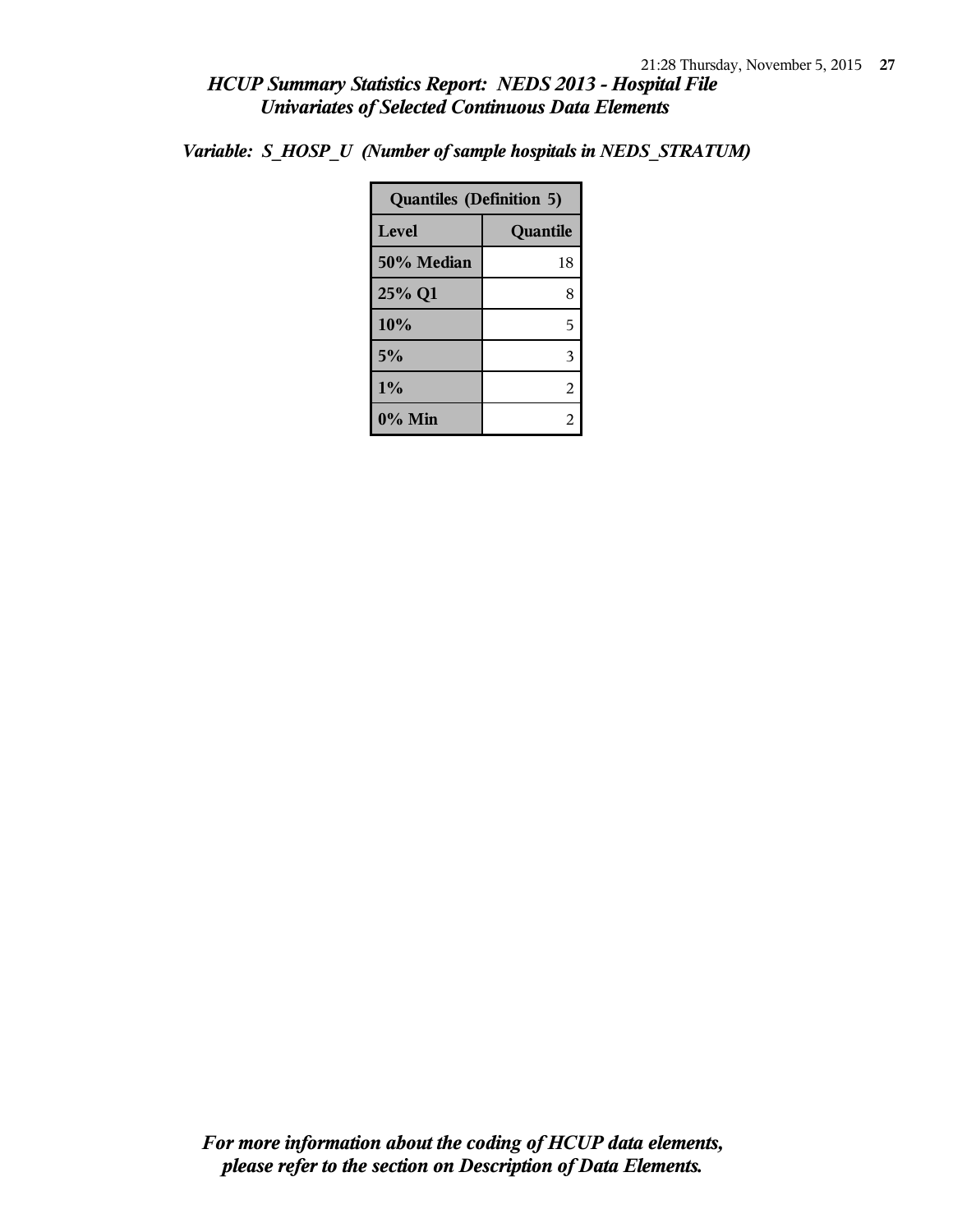# HCUP Summary Statistics Report: NEDS 2013 - Hospital File

## Univariates of Selected Continuous Data Elements

*Variable: S_HOSP_U (Number of sample hospitals in NEDS_STRATUM)*

| Quantiles (Definition 5) | |
|---|---|
| **Level** | **Quantile** |
| **50% Median** | 18 |
| **25% Q1** | 8 |
| **10%** | 5 |
| **5%** | 3 |
| **1%** | 2 |
| **0% Min** | 2 |

*For more information about the coding of HCUP data elements, please refer to the section on Description of Data Elements.*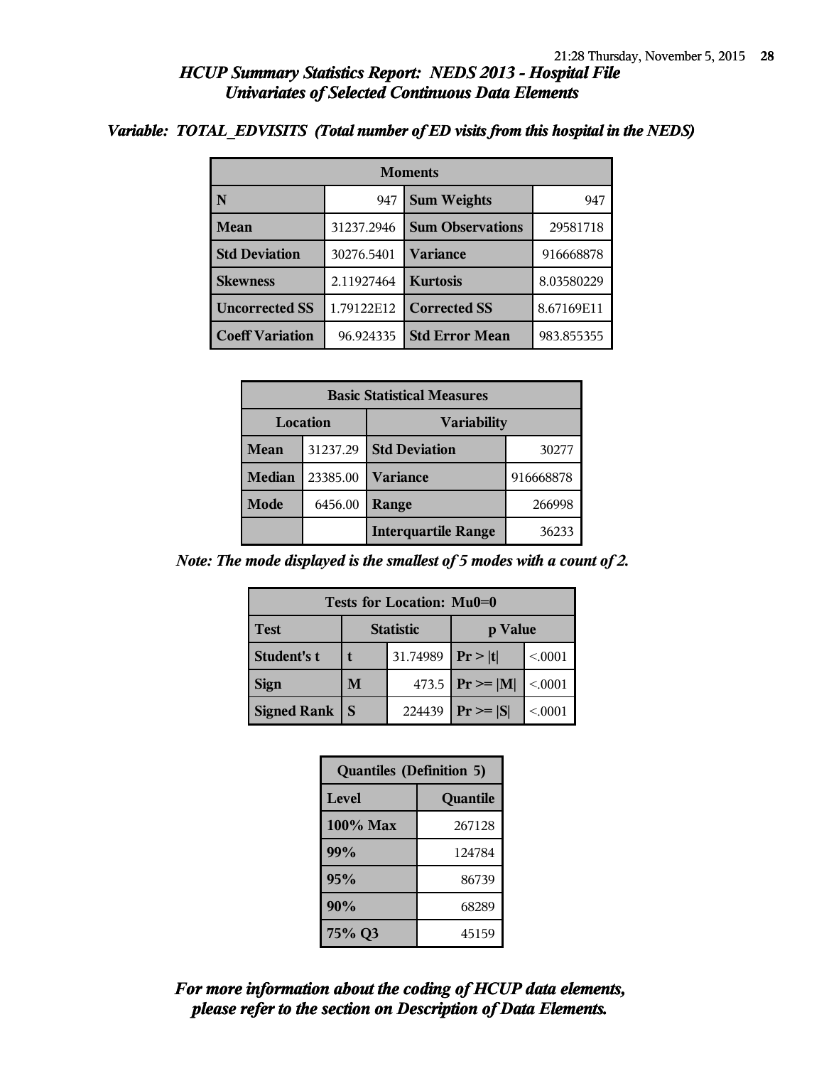# HCUP Summary Statistics Report: NEDS 2013 - Hospital File
## Univariates of Selected Continuous Data Elements

### Variable: TOTAL_EDVISITS (Total number of ED visits from this hospital in the NEDS)

| Moments | | | |
|---|---|---|---|
| **N** | 947 | **Sum Weights** | 947 |
| **Mean** | 31237.2946 | **Sum Observations** | 29581718 |
| **Std Deviation** | 30276.5401 | **Variance** | 916668878 |
| **Skewness** | 2.11927464 | **Kurtosis** | 8.03580229 |
| **Uncorrected SS** | 1.79122E12 | **Corrected SS** | 8.67169E11 |
| **Coeff Variation** | 96.924335 | **Std Error Mean** | 983.855355 |

| Basic Statistical Measures | | | |
|---|---|---|---|
| Location | | Variability | |
| **Mean** | 31237.29 | **Std Deviation** | 30277 |
| **Median** | 23385.00 | **Variance** | 916668878 |
| **Mode** | 6456.00 | **Range** | 266998 |
| | | **Interquartile Range** | 36233 |

*Note: The mode displayed is the smallest of 5 modes with a count of 2.*

| Tests for Location: Mu0=0 | | | | |
|---|---|---|---|---|
| **Test** | Statistic | | p Value | |
| **Student's t** | t | 31.74989 | Pr > \|t\| | <.0001 |
| **Sign** | M | 473.5 | Pr >= \|M\| | <.0001 |
| **Signed Rank** | S | 224439 | Pr >= \|S\| | <.0001 |

| Quantiles (Definition 5) | |
|---|---|
| **Level** | **Quantile** |
| **100% Max** | 267128 |
| **99%** | 124784 |
| **95%** | 86739 |
| **90%** | 68289 |
| **75% Q3** | 45159 |

*For more information about the coding of HCUP data elements, please refer to the section on Description of Data Elements.*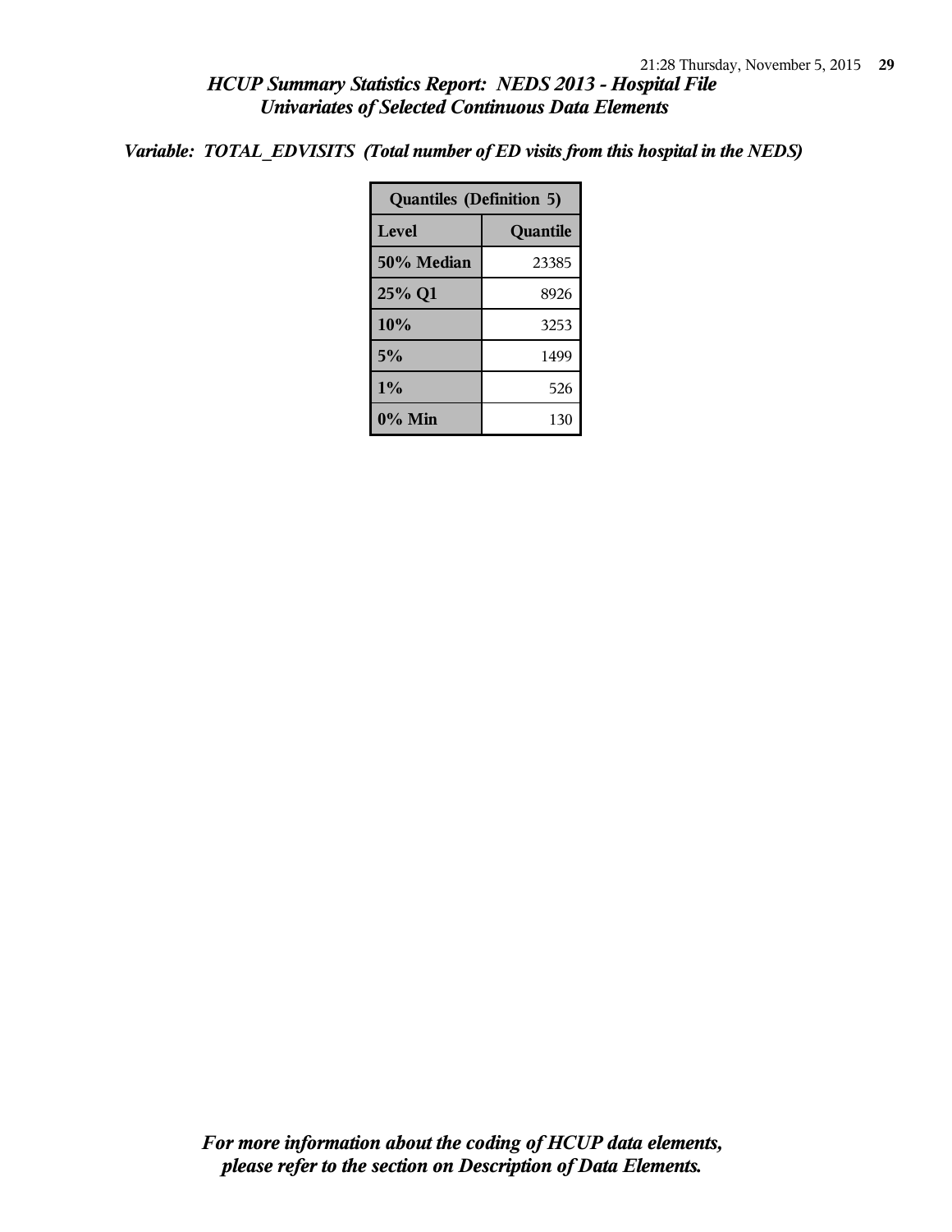## *Variable: TOTAL_EDVISITS (Total number of ED visits from this hospital in the NEDS)*

| Quantiles (Definition 5) | |
|---|---|
| **Level** | **Quantile** |
| **50% Median** | 23385 |
| **25% Q1** | 8926 |
| **10%** | 3253 |
| **5%** | 1499 |
| **1%** | 526 |
| **0% Min** | 130 |

***For more information about the coding of HCUP data elements, please refer to the section on Description of Data Elements.***